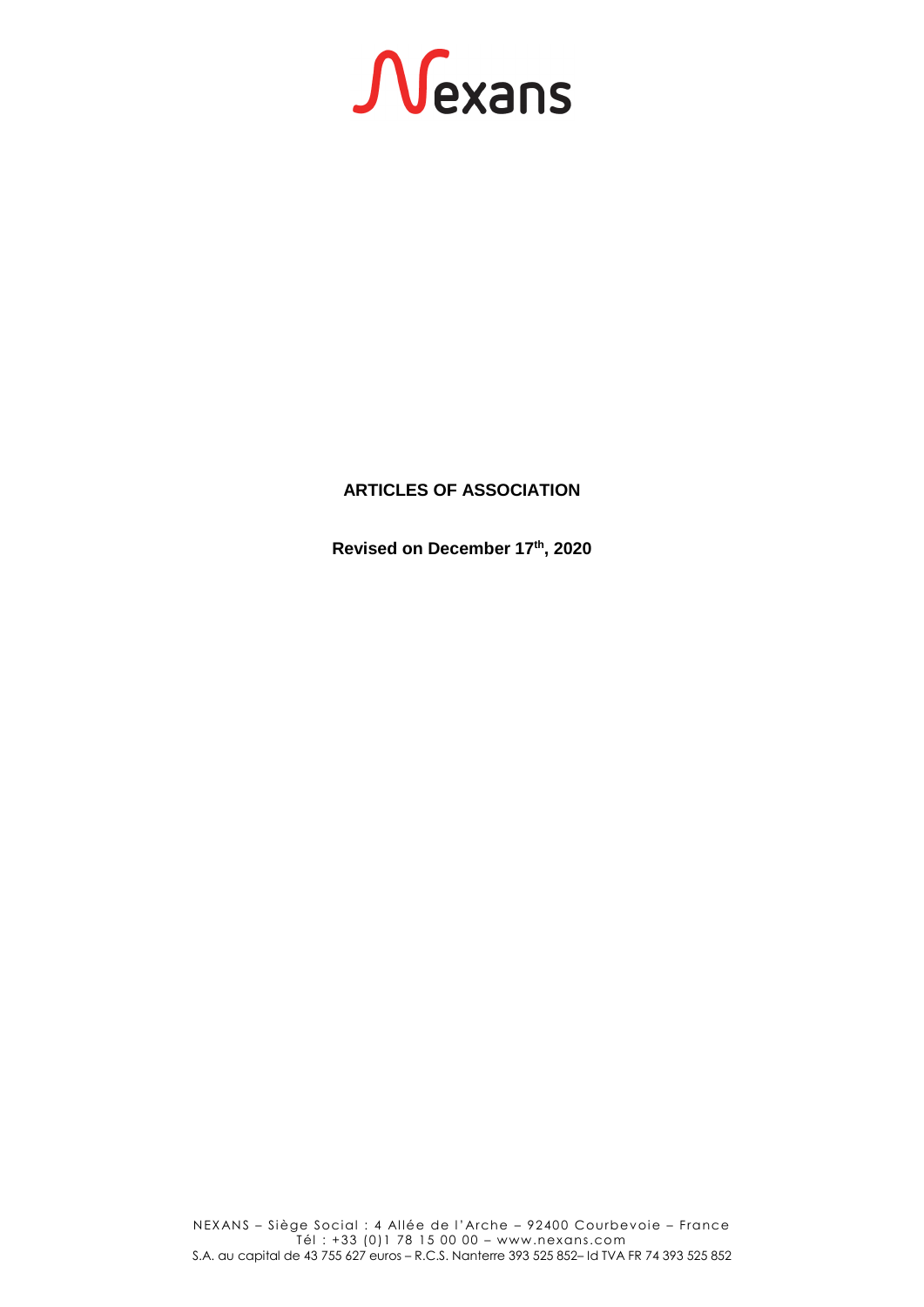# ARTICLES OF ASSOCIATION

**Revised on December 17th, 2020**

NEXANS – Siège Social : 4 Allée de l'Arche – 92400 Courbevoie – France
Tél : +33 (0)1 78 15 00 00 – www.nexans.com
S.A. au capital de 43 755 627 euros – R.C.S. Nanterre 393 525 852– Id TVA FR 74 393 525 852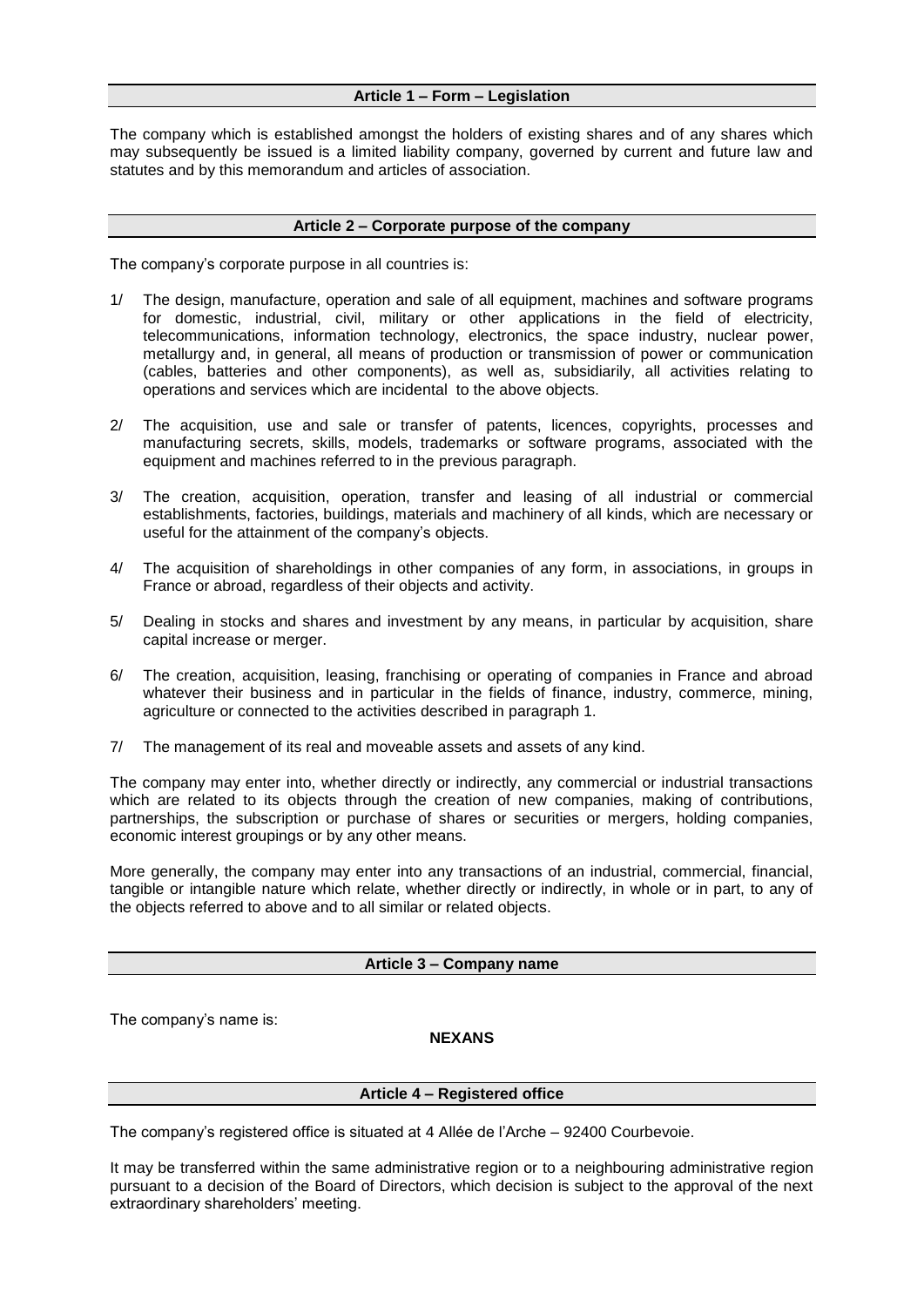## Article 1 – Form – Legislation

The company which is established amongst the holders of existing shares and of any shares which may subsequently be issued is a limited liability company, governed by current and future law and statutes and by this memorandum and articles of association.

## Article 2 – Corporate purpose of the company

The company's corporate purpose in all countries is:

1/ The design, manufacture, operation and sale of all equipment, machines and software programs for domestic, industrial, civil, military or other applications in the field of electricity, telecommunications, information technology, electronics, the space industry, nuclear power, metallurgy and, in general, all means of production or transmission of power or communication (cables, batteries and other components), as well as, subsidiarily, all activities relating to operations and services which are incidental to the above objects.

2/ The acquisition, use and sale or transfer of patents, licences, copyrights, processes and manufacturing secrets, skills, models, trademarks or software programs, associated with the equipment and machines referred to in the previous paragraph.

3/ The creation, acquisition, operation, transfer and leasing of all industrial or commercial establishments, factories, buildings, materials and machinery of all kinds, which are necessary or useful for the attainment of the company's objects.

4/ The acquisition of shareholdings in other companies of any form, in associations, in groups in France or abroad, regardless of their objects and activity.

5/ Dealing in stocks and shares and investment by any means, in particular by acquisition, share capital increase or merger.

6/ The creation, acquisition, leasing, franchising or operating of companies in France and abroad whatever their business and in particular in the fields of finance, industry, commerce, mining, agriculture or connected to the activities described in paragraph 1.

7/ The management of its real and moveable assets and assets of any kind.

The company may enter into, whether directly or indirectly, any commercial or industrial transactions which are related to its objects through the creation of new companies, making of contributions, partnerships, the subscription or purchase of shares or securities or mergers, holding companies, economic interest groupings or by any other means.

More generally, the company may enter into any transactions of an industrial, commercial, financial, tangible or intangible nature which relate, whether directly or indirectly, in whole or in part, to any of the objects referred to above and to all similar or related objects.

## Article 3 – Company name

The company's name is:

**NEXANS**

## Article 4 – Registered office

The company's registered office is situated at 4 Allée de l'Arche – 92400 Courbevoie.

It may be transferred within the same administrative region or to a neighbouring administrative region pursuant to a decision of the Board of Directors, which decision is subject to the approval of the next extraordinary shareholders' meeting.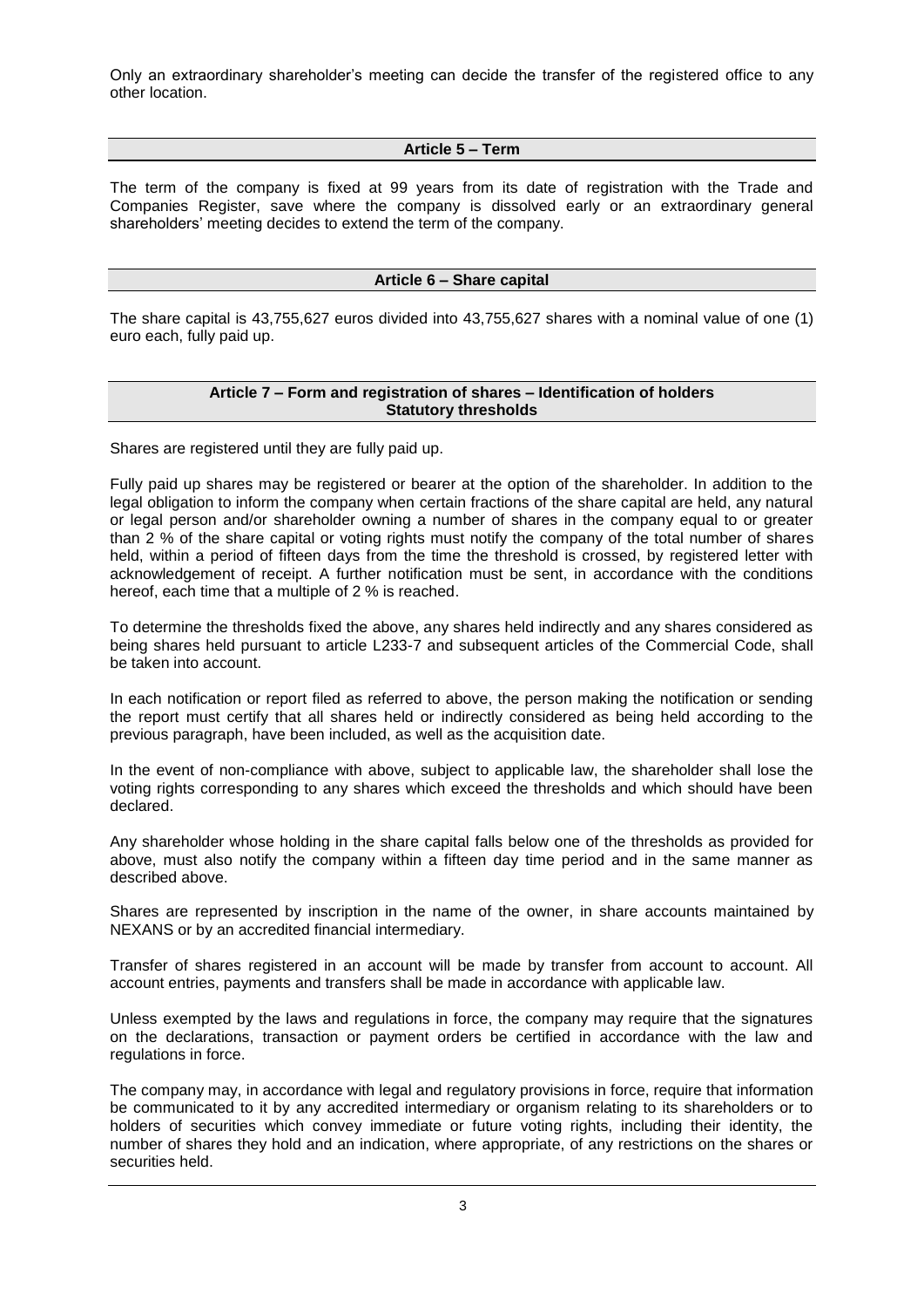Only an extraordinary shareholder's meeting can decide the transfer of the registered office to any other location.

## Article 5 – Term

The term of the company is fixed at 99 years from its date of registration with the Trade and Companies Register, save where the company is dissolved early or an extraordinary general shareholders' meeting decides to extend the term of the company.

## Article 6 – Share capital

The share capital is 43,755,627 euros divided into 43,755,627 shares with a nominal value of one (1) euro each, fully paid up.

## Article 7 – Form and registration of shares – Identification of holders Statutory thresholds

Shares are registered until they are fully paid up.

Fully paid up shares may be registered or bearer at the option of the shareholder. In addition to the legal obligation to inform the company when certain fractions of the share capital are held, any natural or legal person and/or shareholder owning a number of shares in the company equal to or greater than 2 % of the share capital or voting rights must notify the company of the total number of shares held, within a period of fifteen days from the time the threshold is crossed, by registered letter with acknowledgement of receipt. A further notification must be sent, in accordance with the conditions hereof, each time that a multiple of 2 % is reached.

To determine the thresholds fixed the above, any shares held indirectly and any shares considered as being shares held pursuant to article L233-7 and subsequent articles of the Commercial Code, shall be taken into account.

In each notification or report filed as referred to above, the person making the notification or sending the report must certify that all shares held or indirectly considered as being held according to the previous paragraph, have been included, as well as the acquisition date.

In the event of non-compliance with above, subject to applicable law, the shareholder shall lose the voting rights corresponding to any shares which exceed the thresholds and which should have been declared.

Any shareholder whose holding in the share capital falls below one of the thresholds as provided for above, must also notify the company within a fifteen day time period and in the same manner as described above.

Shares are represented by inscription in the name of the owner, in share accounts maintained by NEXANS or by an accredited financial intermediary.

Transfer of shares registered in an account will be made by transfer from account to account. All account entries, payments and transfers shall be made in accordance with applicable law.

Unless exempted by the laws and regulations in force, the company may require that the signatures on the declarations, transaction or payment orders be certified in accordance with the law and regulations in force.

The company may, in accordance with legal and regulatory provisions in force, require that information be communicated to it by any accredited intermediary or organism relating to its shareholders or to holders of securities which convey immediate or future voting rights, including their identity, the number of shares they hold and an indication, where appropriate, of any restrictions on the shares or securities held.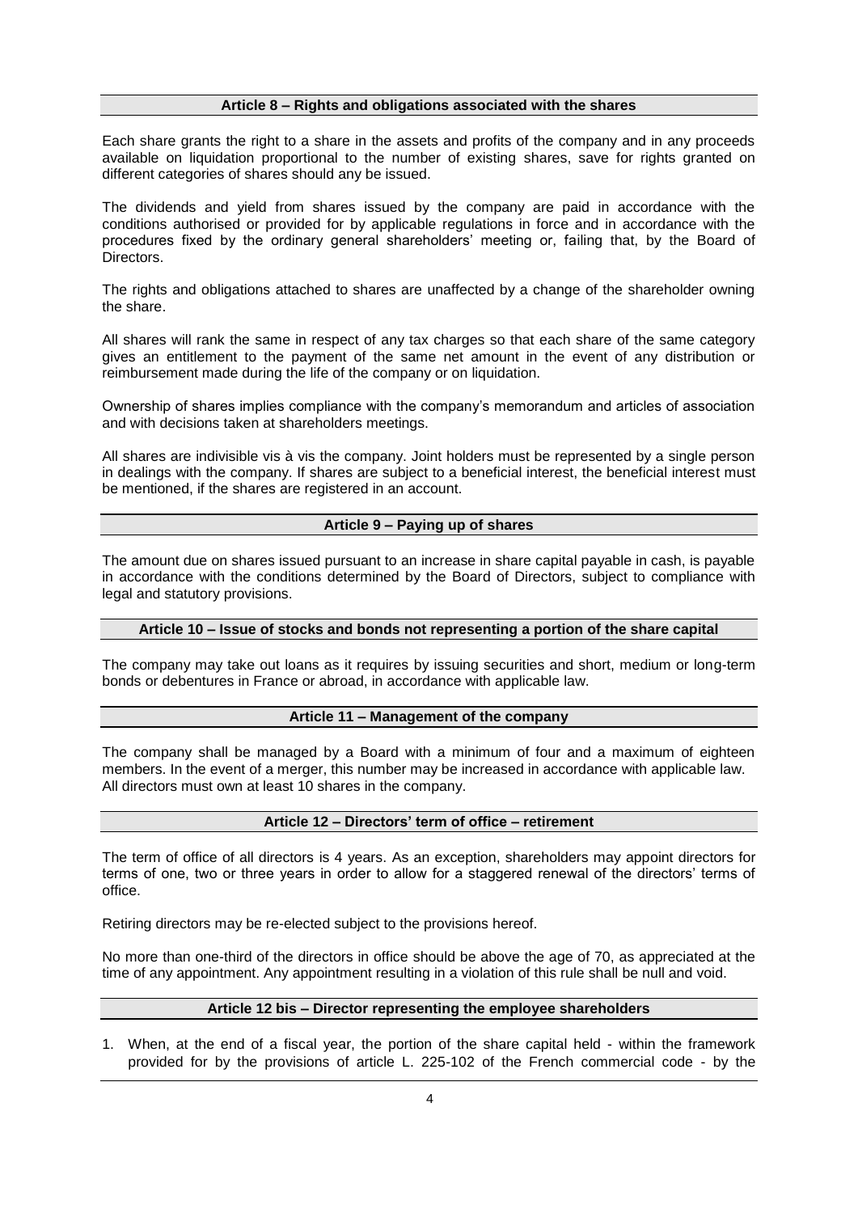## Article 8 – Rights and obligations associated with the shares

Each share grants the right to a share in the assets and profits of the company and in any proceeds available on liquidation proportional to the number of existing shares, save for rights granted on different categories of shares should any be issued.

The dividends and yield from shares issued by the company are paid in accordance with the conditions authorised or provided for by applicable regulations in force and in accordance with the procedures fixed by the ordinary general shareholders' meeting or, failing that, by the Board of Directors.

The rights and obligations attached to shares are unaffected by a change of the shareholder owning the share.

All shares will rank the same in respect of any tax charges so that each share of the same category gives an entitlement to the payment of the same net amount in the event of any distribution or reimbursement made during the life of the company or on liquidation.

Ownership of shares implies compliance with the company's memorandum and articles of association and with decisions taken at shareholders meetings.

All shares are indivisible vis à vis the company. Joint holders must be represented by a single person in dealings with the company. If shares are subject to a beneficial interest, the beneficial interest must be mentioned, if the shares are registered in an account.

## Article 9 – Paying up of shares

The amount due on shares issued pursuant to an increase in share capital payable in cash, is payable in accordance with the conditions determined by the Board of Directors, subject to compliance with legal and statutory provisions.

## Article 10 – Issue of stocks and bonds not representing a portion of the share capital

The company may take out loans as it requires by issuing securities and short, medium or long-term bonds or debentures in France or abroad, in accordance with applicable law.

## Article 11 – Management of the company

The company shall be managed by a Board with a minimum of four and a maximum of eighteen members. In the event of a merger, this number may be increased in accordance with applicable law. All directors must own at least 10 shares in the company.

## Article 12 – Directors' term of office – retirement

The term of office of all directors is 4 years. As an exception, shareholders may appoint directors for terms of one, two or three years in order to allow for a staggered renewal of the directors' terms of office.

Retiring directors may be re-elected subject to the provisions hereof.

No more than one-third of the directors in office should be above the age of 70, as appreciated at the time of any appointment. Any appointment resulting in a violation of this rule shall be null and void.

## Article 12 bis – Director representing the employee shareholders

1. When, at the end of a fiscal year, the portion of the share capital held - within the framework provided for by the provisions of article L. 225-102 of the French commercial code - by the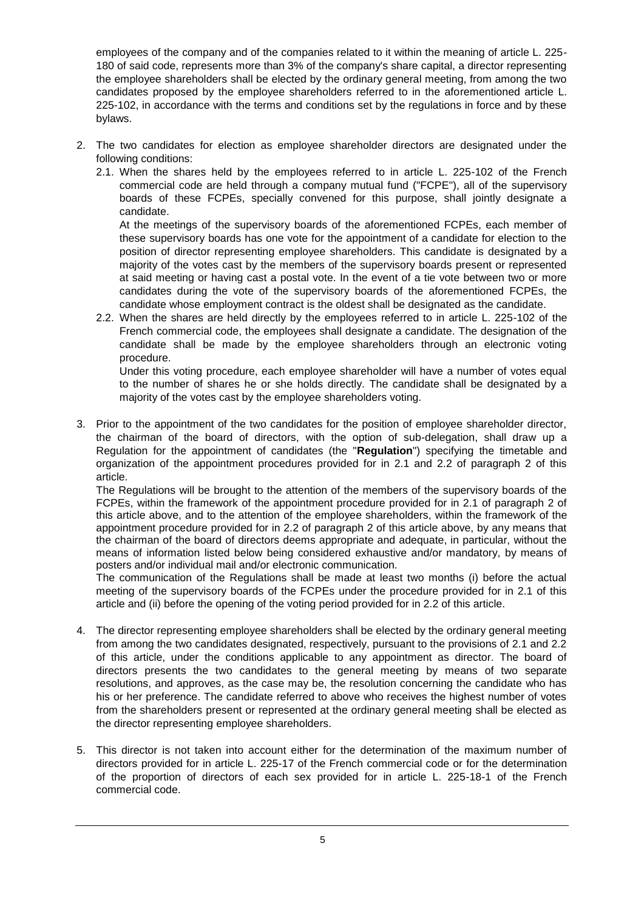employees of the company and of the companies related to it within the meaning of article L. 225-180 of said code, represents more than 3% of the company's share capital, a director representing the employee shareholders shall be elected by the ordinary general meeting, from among the two candidates proposed by the employee shareholders referred to in the aforementioned article L. 225-102, in accordance with the terms and conditions set by the regulations in force and by these bylaws.

2. The two candidates for election as employee shareholder directors are designated under the following conditions:
   2.1. When the shares held by the employees referred to in article L. 225-102 of the French commercial code are held through a company mutual fund ("FCPE"), all of the supervisory boards of these FCPEs, specially convened for this purpose, shall jointly designate a candidate.

   At the meetings of the supervisory boards of the aforementioned FCPEs, each member of these supervisory boards has one vote for the appointment of a candidate for election to the position of director representing employee shareholders. This candidate is designated by a majority of the votes cast by the members of the supervisory boards present or represented at said meeting or having cast a postal vote. In the event of a tie vote between two or more candidates during the vote of the supervisory boards of the aforementioned FCPEs, the candidate whose employment contract is the oldest shall be designated as the candidate.

   2.2. When the shares are held directly by the employees referred to in article L. 225-102 of the French commercial code, the employees shall designate a candidate. The designation of the candidate shall be made by the employee shareholders through an electronic voting procedure.

   Under this voting procedure, each employee shareholder will have a number of votes equal to the number of shares he or she holds directly. The candidate shall be designated by a majority of the votes cast by the employee shareholders voting.

3. Prior to the appointment of the two candidates for the position of employee shareholder director, the chairman of the board of directors, with the option of sub-delegation, shall draw up a Regulation for the appointment of candidates (the "**Regulation**") specifying the timetable and organization of the appointment procedures provided for in 2.1 and 2.2 of paragraph 2 of this article.

   The Regulations will be brought to the attention of the members of the supervisory boards of the FCPEs, within the framework of the appointment procedure provided for in 2.1 of paragraph 2 of this article above, and to the attention of the employee shareholders, within the framework of the appointment procedure provided for in 2.2 of paragraph 2 of this article above, by any means that the chairman of the board of directors deems appropriate and adequate, in particular, without the means of information listed below being considered exhaustive and/or mandatory, by means of posters and/or individual mail and/or electronic communication.

   The communication of the Regulations shall be made at least two months (i) before the actual meeting of the supervisory boards of the FCPEs under the procedure provided for in 2.1 of this article and (ii) before the opening of the voting period provided for in 2.2 of this article.

4. The director representing employee shareholders shall be elected by the ordinary general meeting from among the two candidates designated, respectively, pursuant to the provisions of 2.1 and 2.2 of this article, under the conditions applicable to any appointment as director. The board of directors presents the two candidates to the general meeting by means of two separate resolutions, and approves, as the case may be, the resolution concerning the candidate who has his or her preference. The candidate referred to above who receives the highest number of votes from the shareholders present or represented at the ordinary general meeting shall be elected as the director representing employee shareholders.

5. This director is not taken into account either for the determination of the maximum number of directors provided for in article L. 225-17 of the French commercial code or for the determination of the proportion of directors of each sex provided for in article L. 225-18-1 of the French commercial code.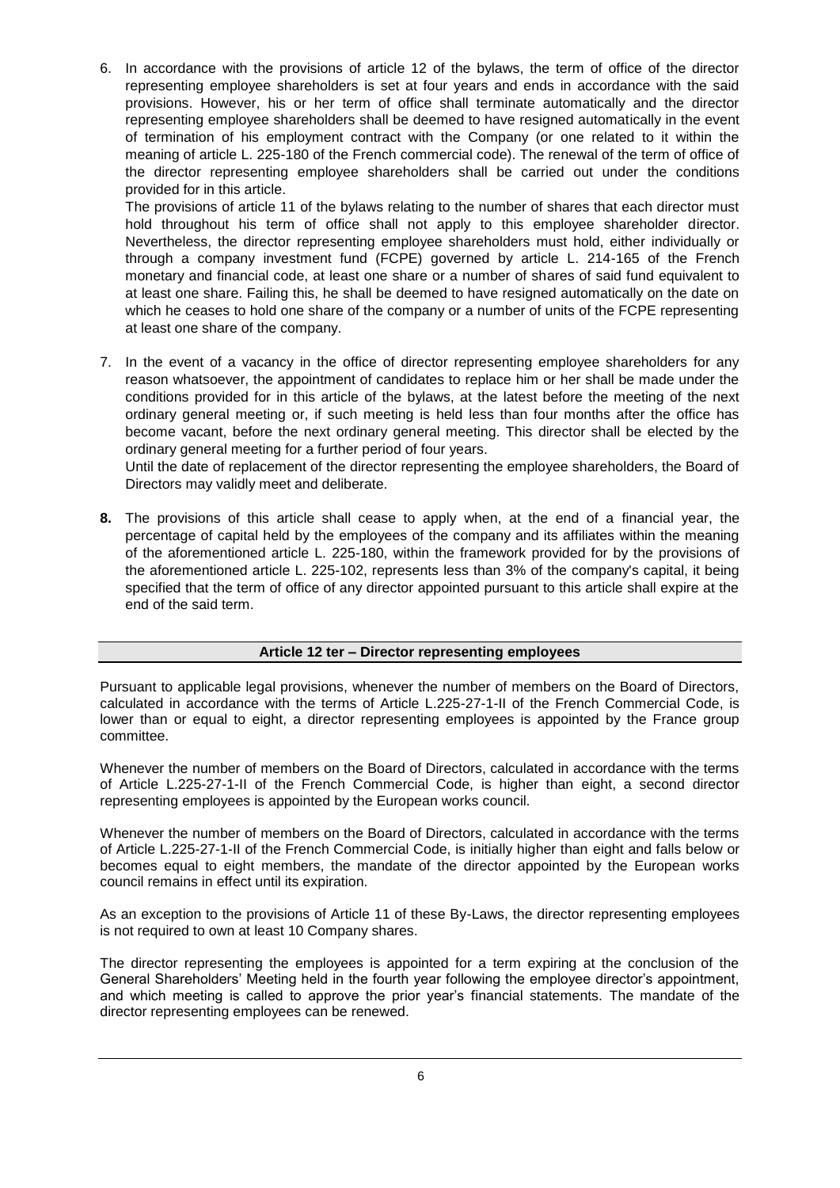6. In accordance with the provisions of article 12 of the bylaws, the term of office of the director representing employee shareholders is set at four years and ends in accordance with the said provisions. However, his or her term of office shall terminate automatically and the director representing employee shareholders shall be deemed to have resigned automatically in the event of termination of his employment contract with the Company (or one related to it within the meaning of article L. 225-180 of the French commercial code). The renewal of the term of office of the director representing employee shareholders shall be carried out under the conditions provided for in this article.

   The provisions of article 11 of the bylaws relating to the number of shares that each director must hold throughout his term of office shall not apply to this employee shareholder director. Nevertheless, the director representing employee shareholders must hold, either individually or through a company investment fund (FCPE) governed by article L. 214-165 of the French monetary and financial code, at least one share or a number of shares of said fund equivalent to at least one share. Failing this, he shall be deemed to have resigned automatically on the date on which he ceases to hold one share of the company or a number of units of the FCPE representing at least one share of the company.

7. In the event of a vacancy in the office of director representing employee shareholders for any reason whatsoever, the appointment of candidates to replace him or her shall be made under the conditions provided for in this article of the bylaws, at the latest before the meeting of the next ordinary general meeting or, if such meeting is held less than four months after the office has become vacant, before the next ordinary general meeting. This director shall be elected by the ordinary general meeting for a further period of four years.

   Until the date of replacement of the director representing the employee shareholders, the Board of Directors may validly meet and deliberate.

8. The provisions of this article shall cease to apply when, at the end of a financial year, the percentage of capital held by the employees of the company and its affiliates within the meaning of the aforementioned article L. 225-180, within the framework provided for by the provisions of the aforementioned article L. 225-102, represents less than 3% of the company's capital, it being specified that the term of office of any director appointed pursuant to this article shall expire at the end of the said term.

## Article 12 ter – Director representing employees

Pursuant to applicable legal provisions, whenever the number of members on the Board of Directors, calculated in accordance with the terms of Article L.225-27-1-II of the French Commercial Code, is lower than or equal to eight, a director representing employees is appointed by the France group committee.

Whenever the number of members on the Board of Directors, calculated in accordance with the terms of Article L.225-27-1-II of the French Commercial Code, is higher than eight, a second director representing employees is appointed by the European works council.

Whenever the number of members on the Board of Directors, calculated in accordance with the terms of Article L.225-27-1-II of the French Commercial Code, is initially higher than eight and falls below or becomes equal to eight members, the mandate of the director appointed by the European works council remains in effect until its expiration.

As an exception to the provisions of Article 11 of these By-Laws, the director representing employees is not required to own at least 10 Company shares.

The director representing the employees is appointed for a term expiring at the conclusion of the General Shareholders' Meeting held in the fourth year following the employee director's appointment, and which meeting is called to approve the prior year's financial statements. The mandate of the director representing employees can be renewed.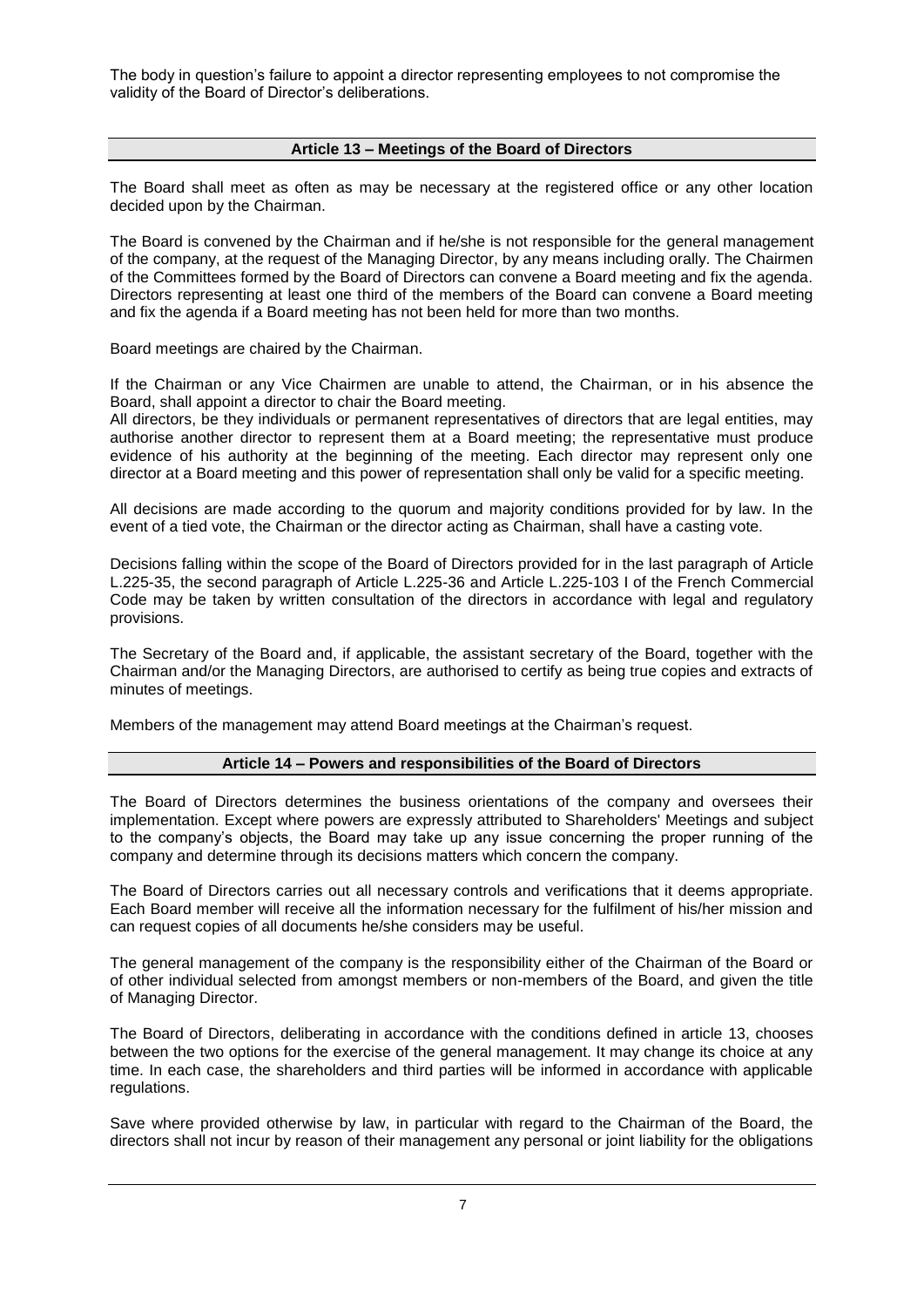The body in question's failure to appoint a director representing employees to not compromise the validity of the Board of Director's deliberations.

## Article 13 – Meetings of the Board of Directors

The Board shall meet as often as may be necessary at the registered office or any other location decided upon by the Chairman.

The Board is convened by the Chairman and if he/she is not responsible for the general management of the company, at the request of the Managing Director, by any means including orally. The Chairmen of the Committees formed by the Board of Directors can convene a Board meeting and fix the agenda. Directors representing at least one third of the members of the Board can convene a Board meeting and fix the agenda if a Board meeting has not been held for more than two months.

Board meetings are chaired by the Chairman.

If the Chairman or any Vice Chairmen are unable to attend, the Chairman, or in his absence the Board, shall appoint a director to chair the Board meeting.
All directors, be they individuals or permanent representatives of directors that are legal entities, may authorise another director to represent them at a Board meeting; the representative must produce evidence of his authority at the beginning of the meeting. Each director may represent only one director at a Board meeting and this power of representation shall only be valid for a specific meeting.

All decisions are made according to the quorum and majority conditions provided for by law. In the event of a tied vote, the Chairman or the director acting as Chairman, shall have a casting vote.

Decisions falling within the scope of the Board of Directors provided for in the last paragraph of Article L.225-35, the second paragraph of Article L.225-36 and Article L.225-103 I of the French Commercial Code may be taken by written consultation of the directors in accordance with legal and regulatory provisions.

The Secretary of the Board and, if applicable, the assistant secretary of the Board, together with the Chairman and/or the Managing Directors, are authorised to certify as being true copies and extracts of minutes of meetings.

Members of the management may attend Board meetings at the Chairman's request.

## Article 14 – Powers and responsibilities of the Board of Directors

The Board of Directors determines the business orientations of the company and oversees their implementation. Except where powers are expressly attributed to Shareholders' Meetings and subject to the company's objects, the Board may take up any issue concerning the proper running of the company and determine through its decisions matters which concern the company.

The Board of Directors carries out all necessary controls and verifications that it deems appropriate. Each Board member will receive all the information necessary for the fulfilment of his/her mission and can request copies of all documents he/she considers may be useful.

The general management of the company is the responsibility either of the Chairman of the Board or of other individual selected from amongst members or non-members of the Board, and given the title of Managing Director.

The Board of Directors, deliberating in accordance with the conditions defined in article 13, chooses between the two options for the exercise of the general management. It may change its choice at any time. In each case, the shareholders and third parties will be informed in accordance with applicable regulations.

Save where provided otherwise by law, in particular with regard to the Chairman of the Board, the directors shall not incur by reason of their management any personal or joint liability for the obligations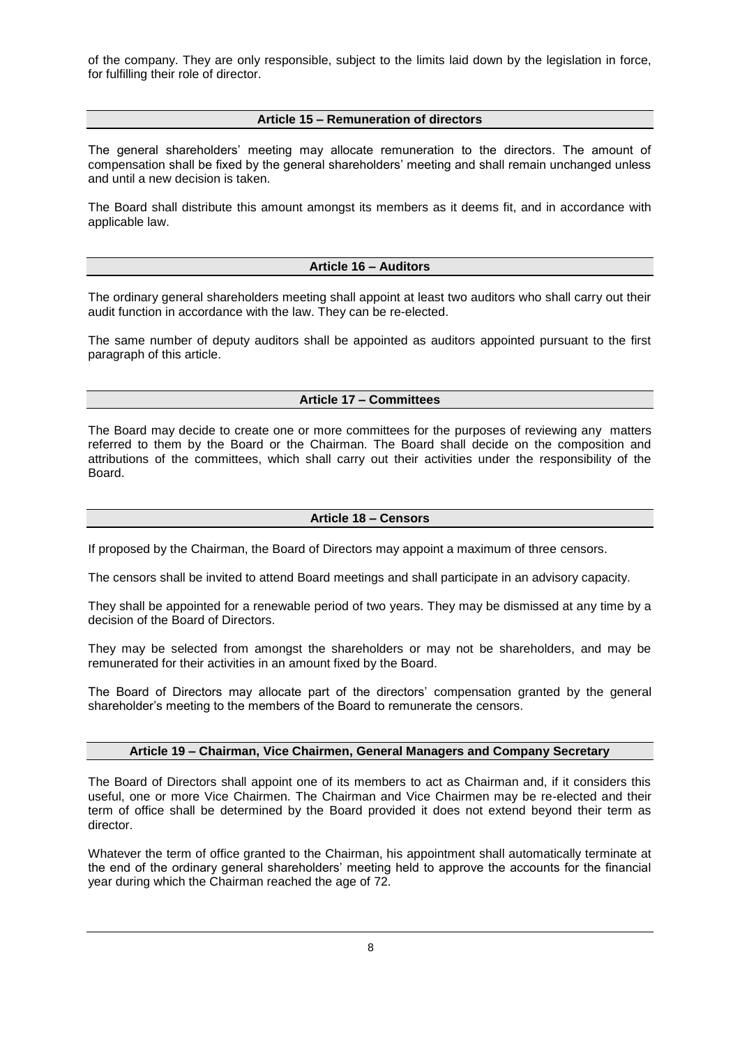of the company. They are only responsible, subject to the limits laid down by the legislation in force, for fulfilling their role of director.

## Article 15 – Remuneration of directors

The general shareholders' meeting may allocate remuneration to the directors. The amount of compensation shall be fixed by the general shareholders' meeting and shall remain unchanged unless and until a new decision is taken.

The Board shall distribute this amount amongst its members as it deems fit, and in accordance with applicable law.

## Article 16 – Auditors

The ordinary general shareholders meeting shall appoint at least two auditors who shall carry out their audit function in accordance with the law. They can be re-elected.

The same number of deputy auditors shall be appointed as auditors appointed pursuant to the first paragraph of this article.

## Article 17 – Committees

The Board may decide to create one or more committees for the purposes of reviewing any matters referred to them by the Board or the Chairman. The Board shall decide on the composition and attributions of the committees, which shall carry out their activities under the responsibility of the Board.

## Article 18 – Censors

If proposed by the Chairman, the Board of Directors may appoint a maximum of three censors.

The censors shall be invited to attend Board meetings and shall participate in an advisory capacity.

They shall be appointed for a renewable period of two years. They may be dismissed at any time by a decision of the Board of Directors.

They may be selected from amongst the shareholders or may not be shareholders, and may be remunerated for their activities in an amount fixed by the Board.

The Board of Directors may allocate part of the directors' compensation granted by the general shareholder's meeting to the members of the Board to remunerate the censors.

## Article 19 – Chairman, Vice Chairmen, General Managers and Company Secretary

The Board of Directors shall appoint one of its members to act as Chairman and, if it considers this useful, one or more Vice Chairmen. The Chairman and Vice Chairmen may be re-elected and their term of office shall be determined by the Board provided it does not extend beyond their term as director.

Whatever the term of office granted to the Chairman, his appointment shall automatically terminate at the end of the ordinary general shareholders' meeting held to approve the accounts for the financial year during which the Chairman reached the age of 72.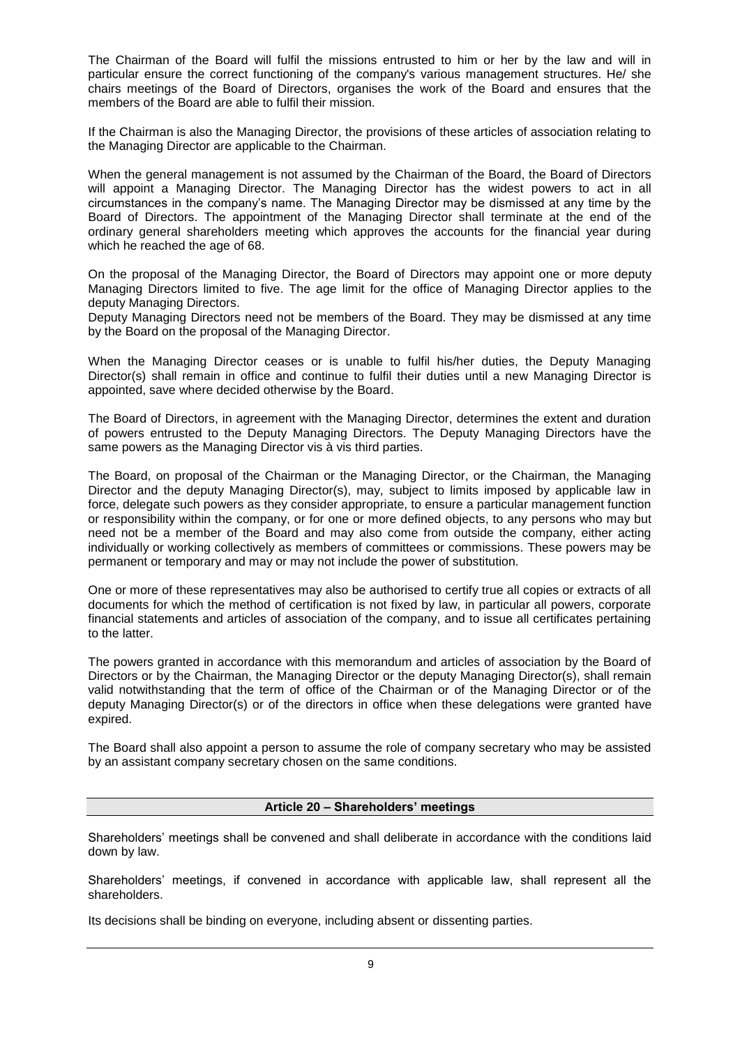The Chairman of the Board will fulfil the missions entrusted to him or her by the law and will in particular ensure the correct functioning of the company's various management structures. He/ she chairs meetings of the Board of Directors, organises the work of the Board and ensures that the members of the Board are able to fulfil their mission.

If the Chairman is also the Managing Director, the provisions of these articles of association relating to the Managing Director are applicable to the Chairman.

When the general management is not assumed by the Chairman of the Board, the Board of Directors will appoint a Managing Director. The Managing Director has the widest powers to act in all circumstances in the company's name. The Managing Director may be dismissed at any time by the Board of Directors. The appointment of the Managing Director shall terminate at the end of the ordinary general shareholders meeting which approves the accounts for the financial year during which he reached the age of 68.

On the proposal of the Managing Director, the Board of Directors may appoint one or more deputy Managing Directors limited to five. The age limit for the office of Managing Director applies to the deputy Managing Directors.
Deputy Managing Directors need not be members of the Board. They may be dismissed at any time by the Board on the proposal of the Managing Director.

When the Managing Director ceases or is unable to fulfil his/her duties, the Deputy Managing Director(s) shall remain in office and continue to fulfil their duties until a new Managing Director is appointed, save where decided otherwise by the Board.

The Board of Directors, in agreement with the Managing Director, determines the extent and duration of powers entrusted to the Deputy Managing Directors. The Deputy Managing Directors have the same powers as the Managing Director vis à vis third parties.

The Board, on proposal of the Chairman or the Managing Director, or the Chairman, the Managing Director and the deputy Managing Director(s), may, subject to limits imposed by applicable law in force, delegate such powers as they consider appropriate, to ensure a particular management function or responsibility within the company, or for one or more defined objects, to any persons who may but need not be a member of the Board and may also come from outside the company, either acting individually or working collectively as members of committees or commissions. These powers may be permanent or temporary and may or may not include the power of substitution.

One or more of these representatives may also be authorised to certify true all copies or extracts of all documents for which the method of certification is not fixed by law, in particular all powers, corporate financial statements and articles of association of the company, and to issue all certificates pertaining to the latter.

The powers granted in accordance with this memorandum and articles of association by the Board of Directors or by the Chairman, the Managing Director or the deputy Managing Director(s), shall remain valid notwithstanding that the term of office of the Chairman or of the Managing Director or of the deputy Managing Director(s) or of the directors in office when these delegations were granted have expired.

The Board shall also appoint a person to assume the role of company secretary who may be assisted by an assistant company secretary chosen on the same conditions.

## Article 20 – Shareholders' meetings

Shareholders' meetings shall be convened and shall deliberate in accordance with the conditions laid down by law.

Shareholders' meetings, if convened in accordance with applicable law, shall represent all the shareholders.

Its decisions shall be binding on everyone, including absent or dissenting parties.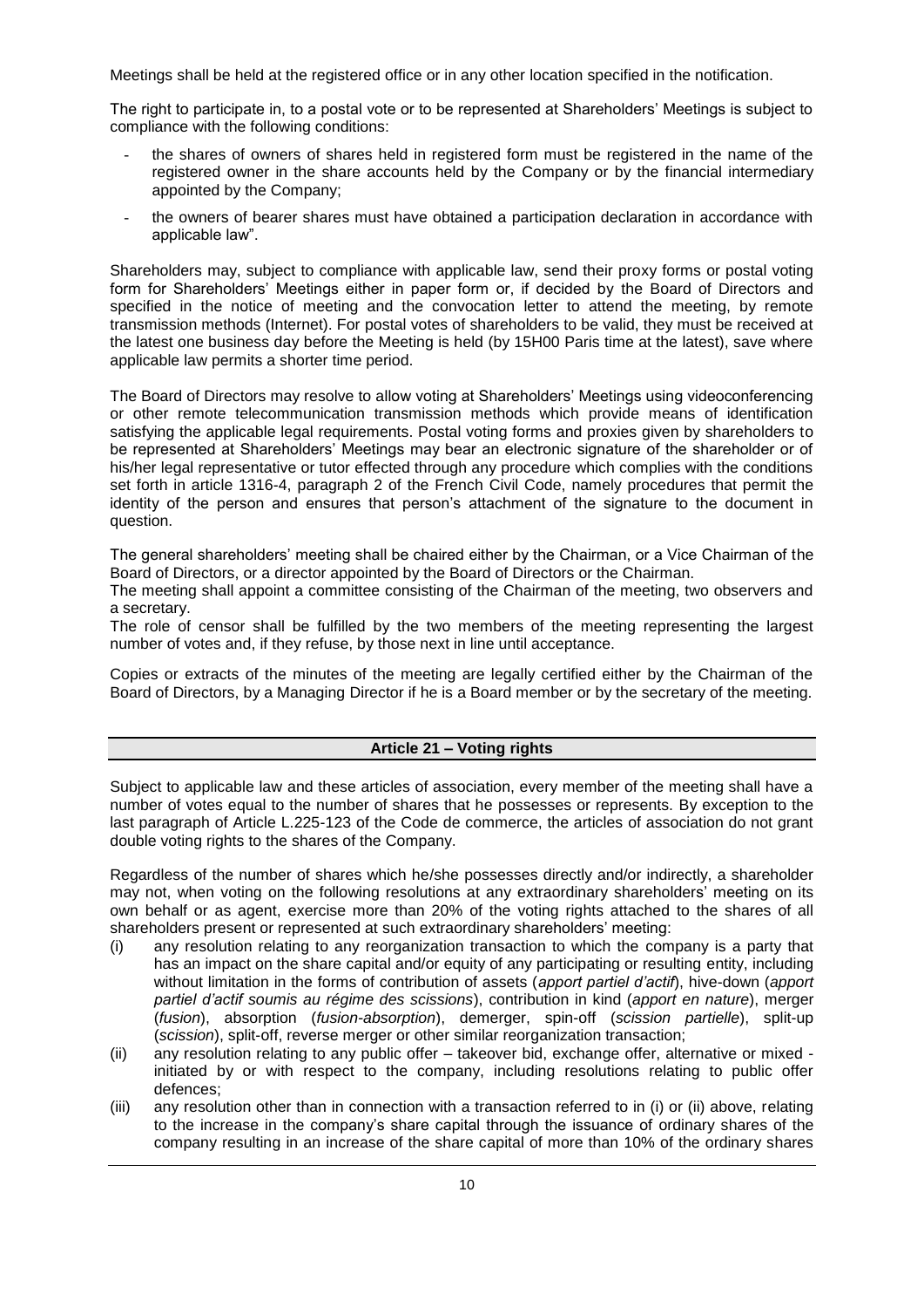Meetings shall be held at the registered office or in any other location specified in the notification.

The right to participate in, to a postal vote or to be represented at Shareholders' Meetings is subject to compliance with the following conditions:

- the shares of owners of shares held in registered form must be registered in the name of the registered owner in the share accounts held by the Company or by the financial intermediary appointed by the Company;
- the owners of bearer shares must have obtained a participation declaration in accordance with applicable law".

Shareholders may, subject to compliance with applicable law, send their proxy forms or postal voting form for Shareholders' Meetings either in paper form or, if decided by the Board of Directors and specified in the notice of meeting and the convocation letter to attend the meeting, by remote transmission methods (Internet). For postal votes of shareholders to be valid, they must be received at the latest one business day before the Meeting is held (by 15H00 Paris time at the latest), save where applicable law permits a shorter time period.

The Board of Directors may resolve to allow voting at Shareholders' Meetings using videoconferencing or other remote telecommunication transmission methods which provide means of identification satisfying the applicable legal requirements. Postal voting forms and proxies given by shareholders to be represented at Shareholders' Meetings may bear an electronic signature of the shareholder or of his/her legal representative or tutor effected through any procedure which complies with the conditions set forth in article 1316-4, paragraph 2 of the French Civil Code, namely procedures that permit the identity of the person and ensures that person's attachment of the signature to the document in question.

The general shareholders' meeting shall be chaired either by the Chairman, or a Vice Chairman of the Board of Directors, or a director appointed by the Board of Directors or the Chairman.

The meeting shall appoint a committee consisting of the Chairman of the meeting, two observers and a secretary.

The role of censor shall be fulfilled by the two members of the meeting representing the largest number of votes and, if they refuse, by those next in line until acceptance.

Copies or extracts of the minutes of the meeting are legally certified either by the Chairman of the Board of Directors, by a Managing Director if he is a Board member or by the secretary of the meeting.

## Article 21 – Voting rights

Subject to applicable law and these articles of association, every member of the meeting shall have a number of votes equal to the number of shares that he possesses or represents. By exception to the last paragraph of Article L.225-123 of the Code de commerce, the articles of association do not grant double voting rights to the shares of the Company.

Regardless of the number of shares which he/she possesses directly and/or indirectly, a shareholder may not, when voting on the following resolutions at any extraordinary shareholders' meeting on its own behalf or as agent, exercise more than 20% of the voting rights attached to the shares of all shareholders present or represented at such extraordinary shareholders' meeting:

(i) any resolution relating to any reorganization transaction to which the company is a party that has an impact on the share capital and/or equity of any participating or resulting entity, including without limitation in the forms of contribution of assets (*apport partiel d'actif*), hive-down (*apport partiel d'actif soumis au régime des scissions*), contribution in kind (*apport en nature*), merger (*fusion*), absorption (*fusion-absorption*), demerger, spin-off (*scission partielle*), split-up (*scission*), split-off, reverse merger or other similar reorganization transaction;

(ii) any resolution relating to any public offer – takeover bid, exchange offer, alternative or mixed - initiated by or with respect to the company, including resolutions relating to public offer defences;

(iii) any resolution other than in connection with a transaction referred to in (i) or (ii) above, relating to the increase in the company's share capital through the issuance of ordinary shares of the company resulting in an increase of the share capital of more than 10% of the ordinary shares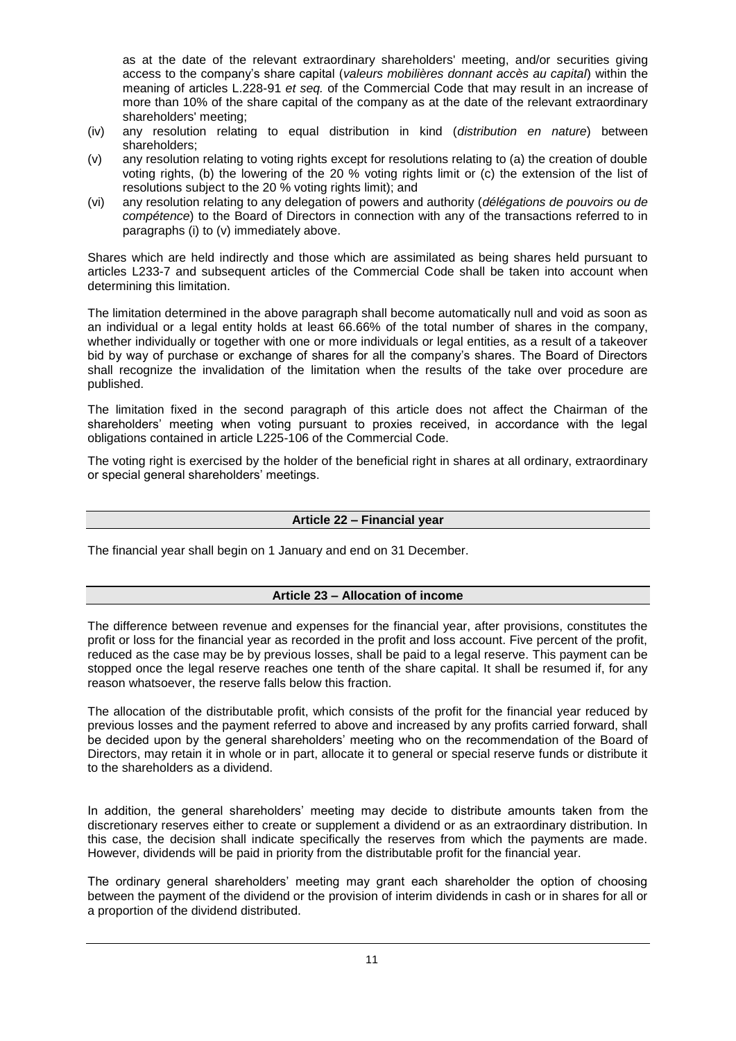as at the date of the relevant extraordinary shareholders' meeting, and/or securities giving access to the company's share capital (*valeurs mobilières donnant accès au capital*) within the meaning of articles L.228-91 *et seq.* of the Commercial Code that may result in an increase of more than 10% of the share capital of the company as at the date of the relevant extraordinary shareholders' meeting;

(iv) any resolution relating to equal distribution in kind (*distribution en nature*) between shareholders;

(v) any resolution relating to voting rights except for resolutions relating to (a) the creation of double voting rights, (b) the lowering of the 20 % voting rights limit or (c) the extension of the list of resolutions subject to the 20 % voting rights limit); and

(vi) any resolution relating to any delegation of powers and authority (*délégations de pouvoirs ou de compétence*) to the Board of Directors in connection with any of the transactions referred to in paragraphs (i) to (v) immediately above.

Shares which are held indirectly and those which are assimilated as being shares held pursuant to articles L233-7 and subsequent articles of the Commercial Code shall be taken into account when determining this limitation.

The limitation determined in the above paragraph shall become automatically null and void as soon as an individual or a legal entity holds at least 66.66% of the total number of shares in the company, whether individually or together with one or more individuals or legal entities, as a result of a takeover bid by way of purchase or exchange of shares for all the company's shares. The Board of Directors shall recognize the invalidation of the limitation when the results of the take over procedure are published.

The limitation fixed in the second paragraph of this article does not affect the Chairman of the shareholders' meeting when voting pursuant to proxies received, in accordance with the legal obligations contained in article L225-106 of the Commercial Code.

The voting right is exercised by the holder of the beneficial right in shares at all ordinary, extraordinary or special general shareholders' meetings.

## Article 22 – Financial year

The financial year shall begin on 1 January and end on 31 December.

## Article 23 – Allocation of income

The difference between revenue and expenses for the financial year, after provisions, constitutes the profit or loss for the financial year as recorded in the profit and loss account. Five percent of the profit, reduced as the case may be by previous losses, shall be paid to a legal reserve. This payment can be stopped once the legal reserve reaches one tenth of the share capital. It shall be resumed if, for any reason whatsoever, the reserve falls below this fraction.

The allocation of the distributable profit, which consists of the profit for the financial year reduced by previous losses and the payment referred to above and increased by any profits carried forward, shall be decided upon by the general shareholders' meeting who on the recommendation of the Board of Directors, may retain it in whole or in part, allocate it to general or special reserve funds or distribute it to the shareholders as a dividend.

In addition, the general shareholders' meeting may decide to distribute amounts taken from the discretionary reserves either to create or supplement a dividend or as an extraordinary distribution. In this case, the decision shall indicate specifically the reserves from which the payments are made. However, dividends will be paid in priority from the distributable profit for the financial year.

The ordinary general shareholders' meeting may grant each shareholder the option of choosing between the payment of the dividend or the provision of interim dividends in cash or in shares for all or a proportion of the dividend distributed.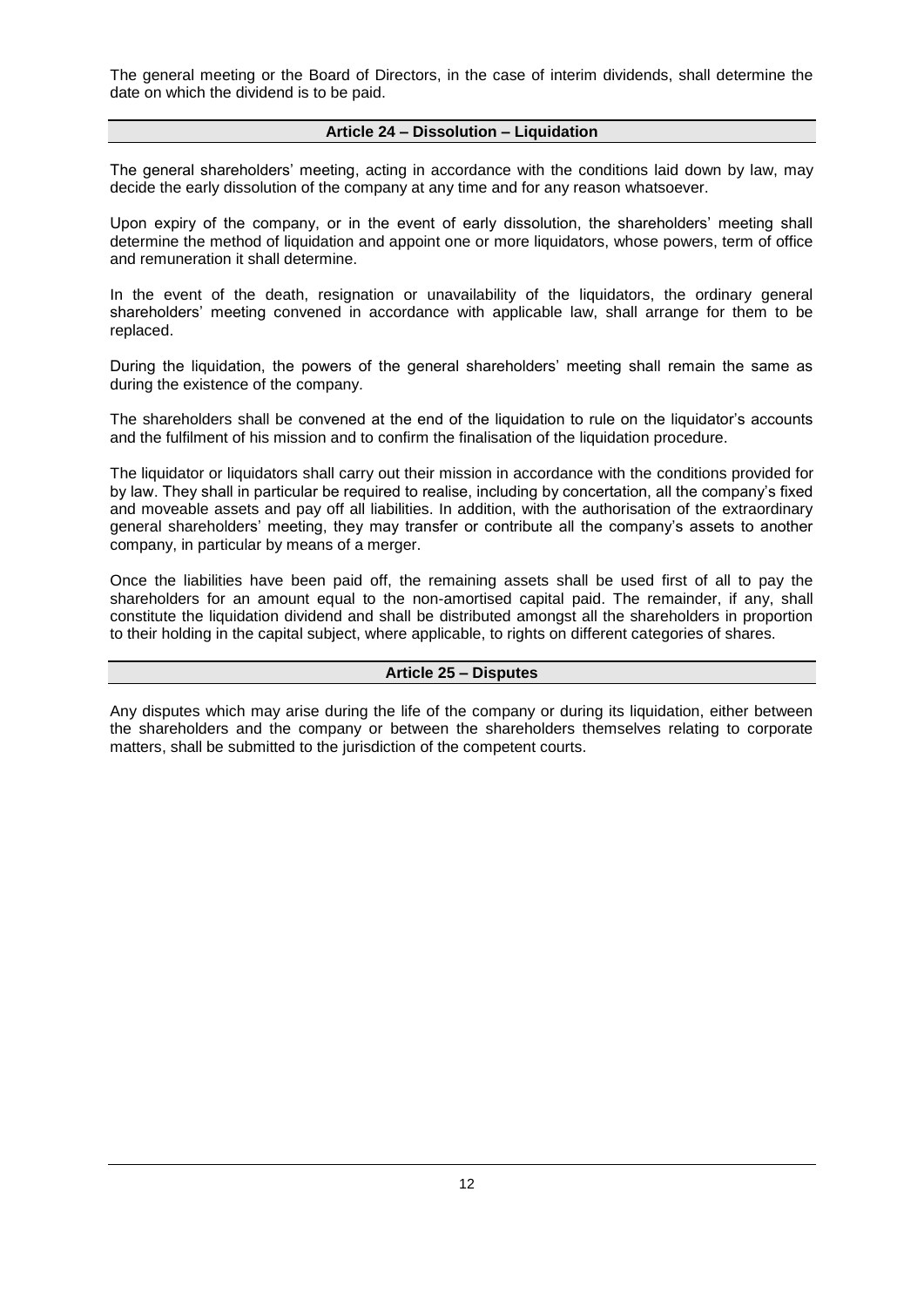The general meeting or the Board of Directors, in the case of interim dividends, shall determine the date on which the dividend is to be paid.

## Article 24 – Dissolution – Liquidation

The general shareholders' meeting, acting in accordance with the conditions laid down by law, may decide the early dissolution of the company at any time and for any reason whatsoever.

Upon expiry of the company, or in the event of early dissolution, the shareholders' meeting shall determine the method of liquidation and appoint one or more liquidators, whose powers, term of office and remuneration it shall determine.

In the event of the death, resignation or unavailability of the liquidators, the ordinary general shareholders' meeting convened in accordance with applicable law, shall arrange for them to be replaced.

During the liquidation, the powers of the general shareholders' meeting shall remain the same as during the existence of the company.

The shareholders shall be convened at the end of the liquidation to rule on the liquidator's accounts and the fulfilment of his mission and to confirm the finalisation of the liquidation procedure.

The liquidator or liquidators shall carry out their mission in accordance with the conditions provided for by law. They shall in particular be required to realise, including by concertation, all the company's fixed and moveable assets and pay off all liabilities. In addition, with the authorisation of the extraordinary general shareholders' meeting, they may transfer or contribute all the company's assets to another company, in particular by means of a merger.

Once the liabilities have been paid off, the remaining assets shall be used first of all to pay the shareholders for an amount equal to the non-amortised capital paid. The remainder, if any, shall constitute the liquidation dividend and shall be distributed amongst all the shareholders in proportion to their holding in the capital subject, where applicable, to rights on different categories of shares.

## Article 25 – Disputes

Any disputes which may arise during the life of the company or during its liquidation, either between the shareholders and the company or between the shareholders themselves relating to corporate matters, shall be submitted to the jurisdiction of the competent courts.